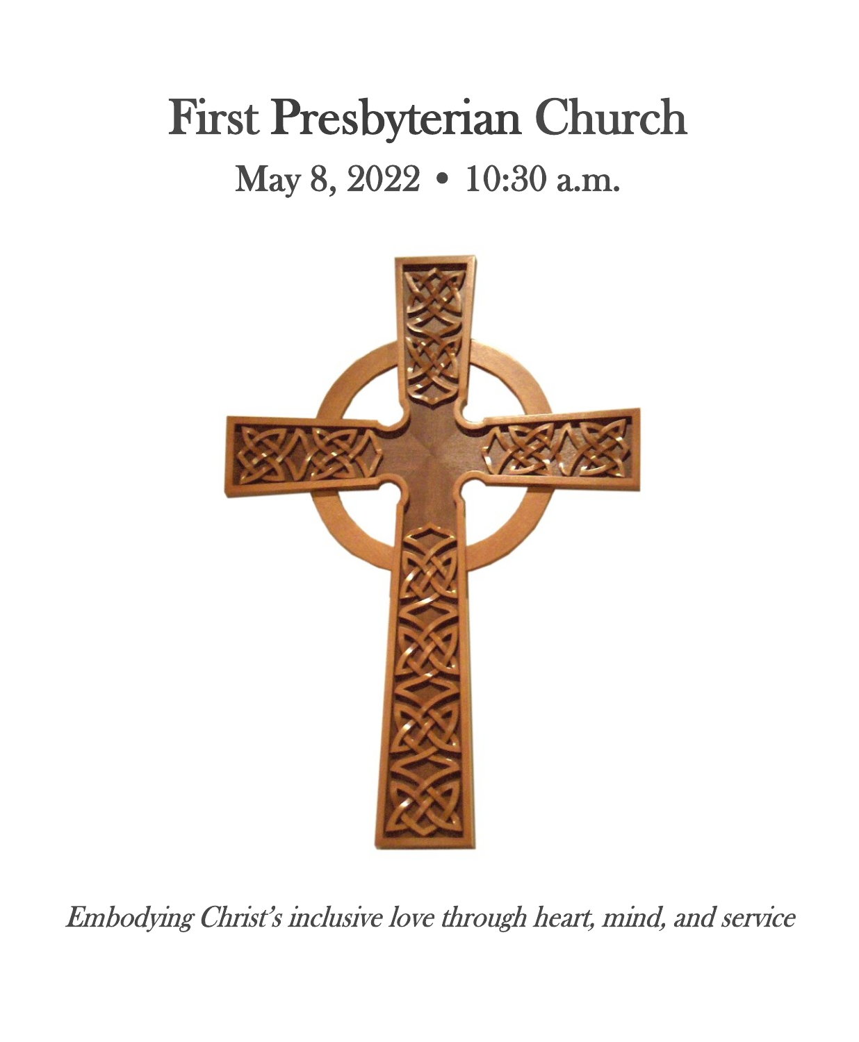# First Presbyterian Church

## May 8, 2022 • 10:30 a.m.

*Embodying Christ's inclusive love through heart, mind, and service*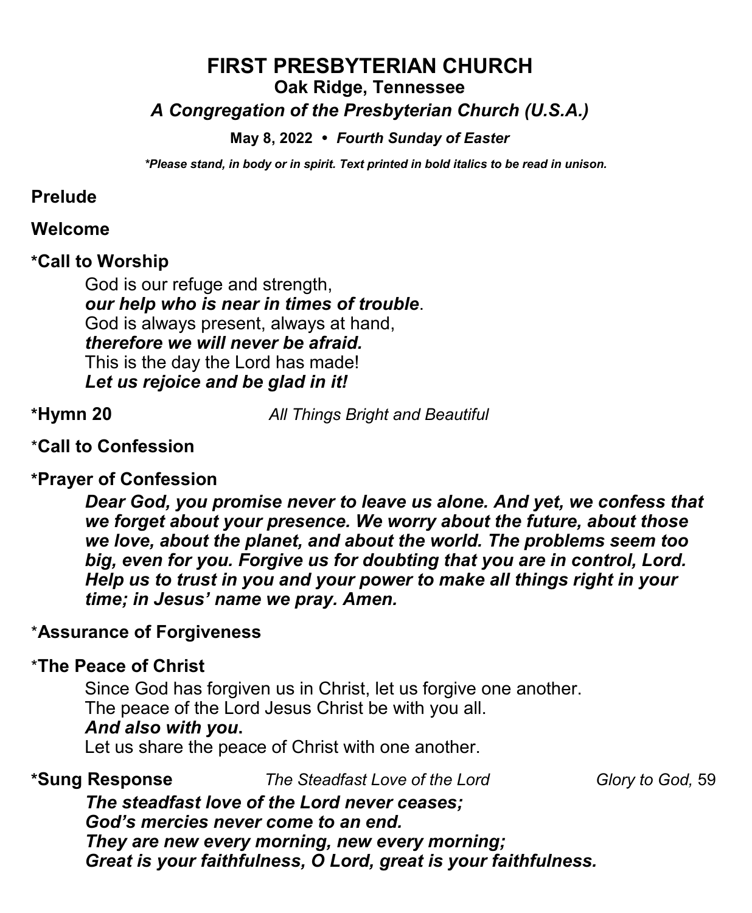# FIRST PRESBYTERIAN CHURCH

## Oak Ridge, Tennessee

### *A Congregation of the Presbyterian Church (U.S.A.)*

**May 8, 2022 • *Fourth Sunday of Easter***

***\*Please stand, in body or in spirit. Text printed in bold italics to be read in unison.***

**Prelude**

**Welcome**

**\*Call to Worship**

God is our refuge and strength,
***our help who is near in times of trouble***.
God is always present, always at hand,
***therefore we will never be afraid.***
This is the day the Lord has made!
***Let us rejoice and be glad in it!***

**\*Hymn 20** *All Things Bright and Beautiful*

**\*Call to Confession**

**\*Prayer of Confession**

***Dear God, you promise never to leave us alone. And yet, we confess that we forget about your presence. We worry about the future, about those we love, about the planet, and about the world. The problems seem too big, even for you. Forgive us for doubting that you are in control, Lord. Help us to trust in you and your power to make all things right in your time; in Jesus' name we pray. Amen.***

**\*Assurance of Forgiveness**

**\*The Peace of Christ**

Since God has forgiven us in Christ, let us forgive one another.
The peace of the Lord Jesus Christ be with you all.
***And also with you*.**
Let us share the peace of Christ with one another.

**\*Sung Response** *The Steadfast Love of the Lord* *Glory to God,* 59

***The steadfast love of the Lord never ceases;***
***God's mercies never come to an end.***
***They are new every morning, new every morning;***
***Great is your faithfulness, O Lord, great is your faithfulness.***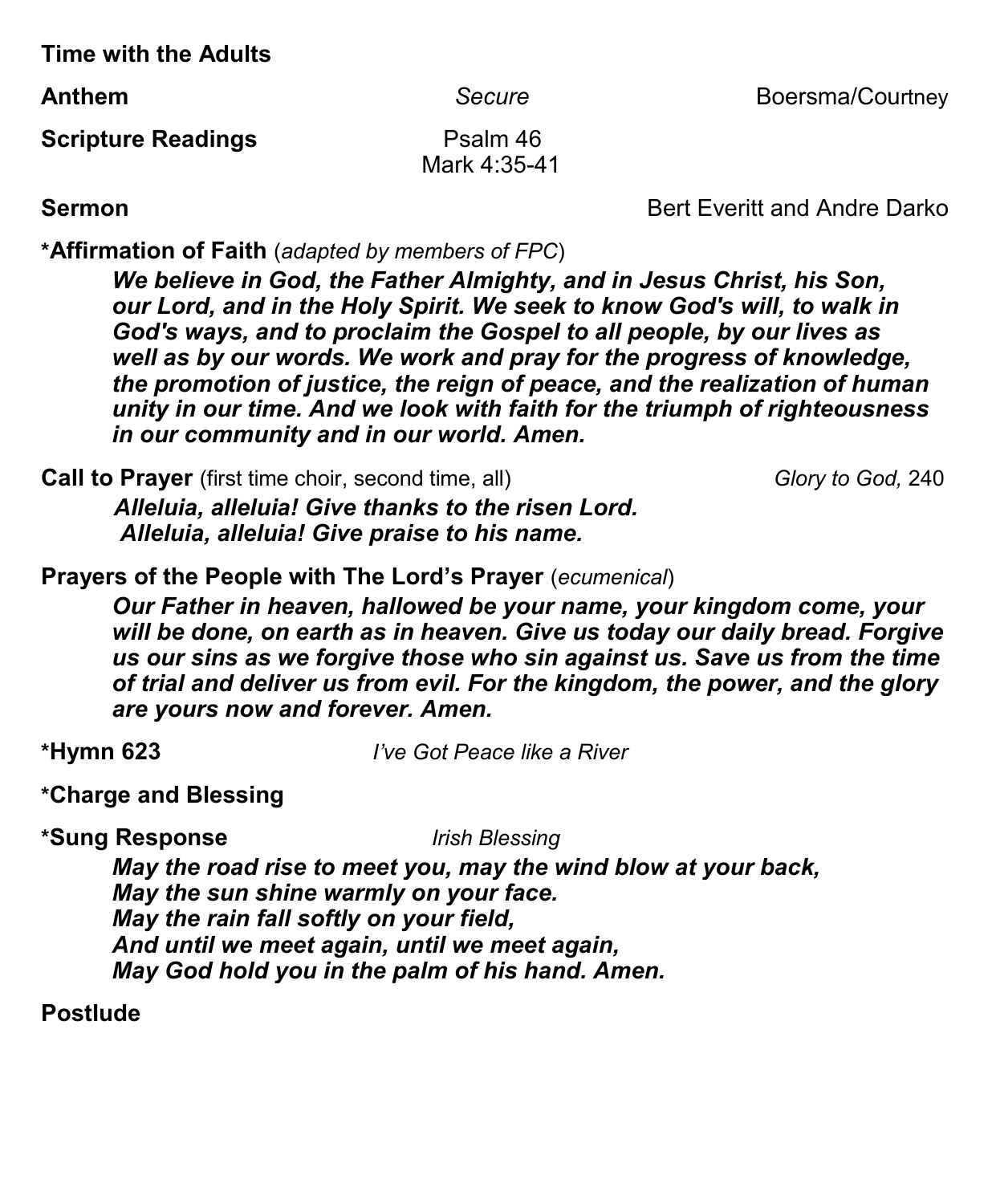**Time with the Adults**

**Anthem** *Secure* Boersma/Courtney

**Scripture Readings** Psalm 46
Mark 4:35-41

**Sermon** Bert Everitt and Andre Darko

***Affirmation of Faith** (*adapted by members of FPC*)

> ***We believe in God, the Father Almighty, and in Jesus Christ, his Son, our Lord, and in the Holy Spirit. We seek to know God's will, to walk in God's ways, and to proclaim the Gospel to all people, by our lives as well as by our words. We work and pray for the progress of knowledge, the promotion of justice, the reign of peace, and the realization of human unity in our time. And we look with faith for the triumph of righteousness in our community and in our world. Amen.***

**Call to Prayer** (first time choir, second time, all) *Glory to God,* 240

> ***Alleluia, alleluia! Give thanks to the risen Lord.***
> ***Alleluia, alleluia! Give praise to his name.***

**Prayers of the People with The Lord's Prayer** (*ecumenical*)

> ***Our Father in heaven, hallowed be your name, your kingdom come, your will be done, on earth as in heaven. Give us today our daily bread. Forgive us our sins as we forgive those who sin against us. Save us from the time of trial and deliver us from evil. For the kingdom, the power, and the glory are yours now and forever. Amen.***

***Hymn 623** *I've Got Peace like a River*

***Charge and Blessing**

***Sung Response** *Irish Blessing*

> ***May the road rise to meet you, may the wind blow at your back,***
> ***May the sun shine warmly on your face.***
> ***May the rain fall softly on your field,***
> ***And until we meet again, until we meet again,***
> ***May God hold you in the palm of his hand. Amen.***

**Postlude**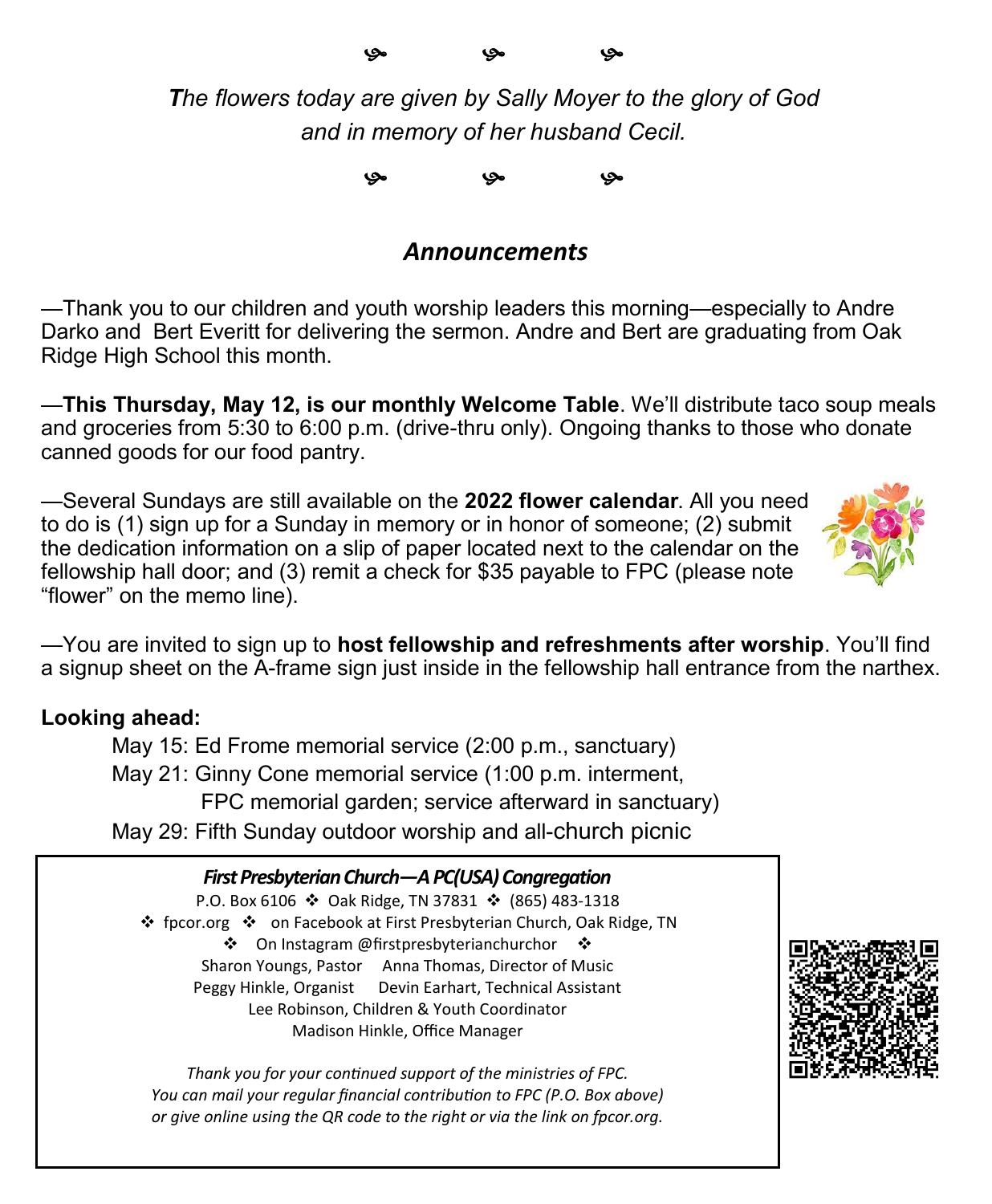*The flowers today are given by Sally Moyer to the glory of God and in memory of her husband Cecil.*

## *Announcements*

—Thank you to our children and youth worship leaders this morning—especially to Andre Darko and Bert Everitt for delivering the sermon. Andre and Bert are graduating from Oak Ridge High School this month.

—**This Thursday, May 12, is our monthly Welcome Table**. We'll distribute taco soup meals and groceries from 5:30 to 6:00 p.m. (drive-thru only). Ongoing thanks to those who donate canned goods for our food pantry.

—Several Sundays are still available on the **2022 flower calendar**. All you need to do is (1) sign up for a Sunday in memory or in honor of someone; (2) submit the dedication information on a slip of paper located next to the calendar on the fellowship hall door; and (3) remit a check for $35 payable to FPC (please note "flower" on the memo line).

—You are invited to sign up to **host fellowship and refreshments after worship**. You'll find a signup sheet on the A-frame sign just inside in the fellowship hall entrance from the narthex.

**Looking ahead:**

May 15: Ed Frome memorial service (2:00 p.m., sanctuary)
May 21: Ginny Cone memorial service (1:00 p.m. interment, FPC memorial garden; service afterward in sanctuary)
May 29: Fifth Sunday outdoor worship and all-church picnic

***First Presbyterian Church—A PC(USA) Congregation***

P.O. Box 6106 ❖ Oak Ridge, TN 37831 ❖ (865) 483-1318
❖ fpcor.org ❖ on Facebook at First Presbyterian Church, Oak Ridge, TN
❖ On Instagram @firstpresbyterianchurchor ❖
Sharon Youngs, Pastor   Anna Thomas, Director of Music
Peggy Hinkle, Organist   Devin Earhart, Technical Assistant
Lee Robinson, Children & Youth Coordinator
Madison Hinkle, Office Manager

*Thank you for your continued support of the ministries of FPC. You can mail your regular financial contribution to FPC (P.O. Box above) or give online using the QR code to the right or via the link on fpcor.org.*